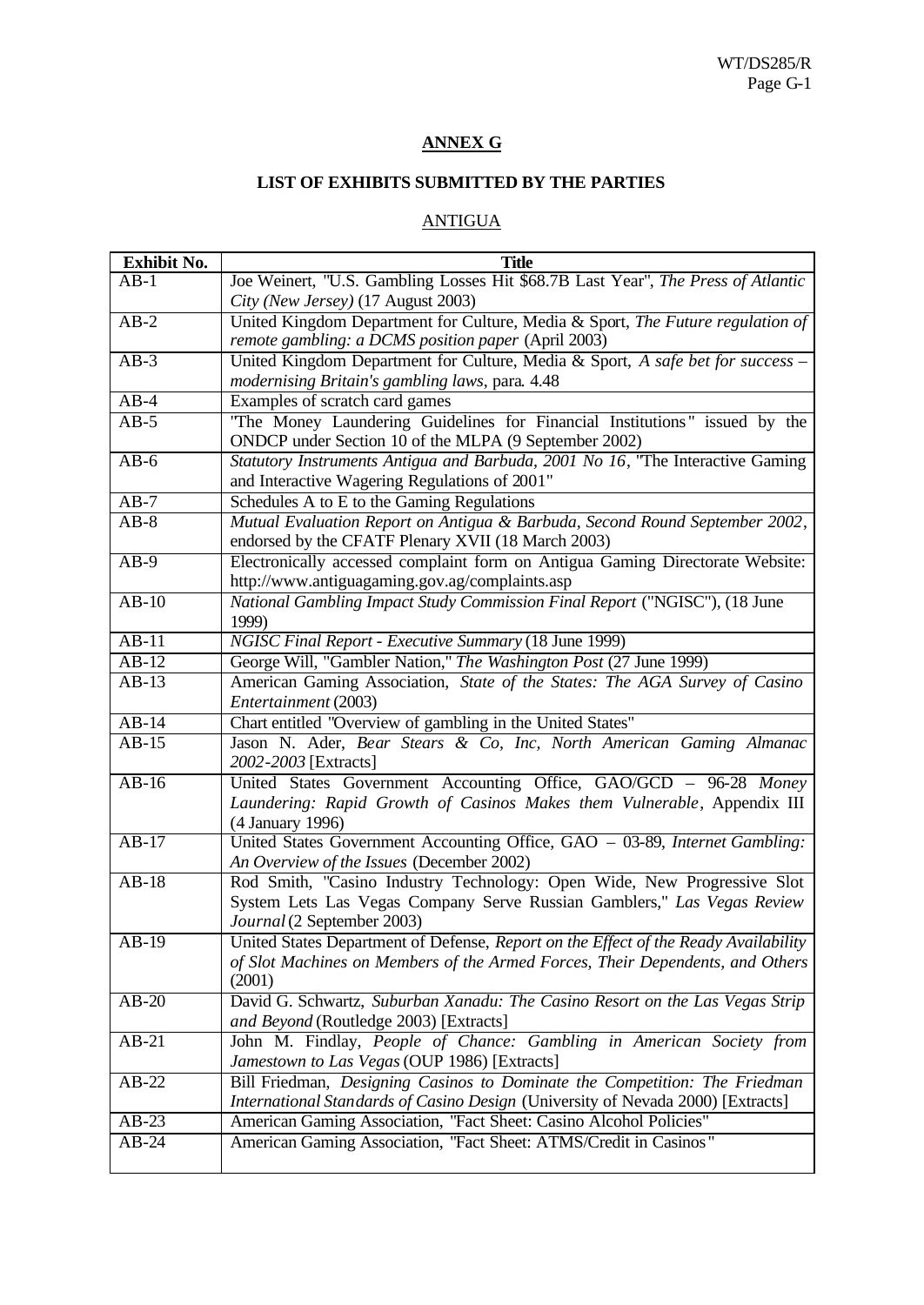# ANNEX G

## LIST OF EXHIBITS SUBMITTED BY THE PARTIES

### ANTIGUA

| Exhibit No. | Title |
| --- | --- |
| AB-1 | Joe Weinert, "U.S. Gambling Losses Hit $68.7B Last Year", *The Press of Atlantic City (New Jersey)* (17 August 2003) |
| AB-2 | United Kingdom Department for Culture, Media & Sport, *The Future regulation of remote gambling: a DCMS position paper* (April 2003) |
| AB-3 | United Kingdom Department for Culture, Media & Sport, *A safe bet for success – modernising Britain's gambling laws*, para. 4.48 |
| AB-4 | Examples of scratch card games |
| AB-5 | "The Money Laundering Guidelines for Financial Institutions" issued by the ONDCP under Section 10 of the MLPA (9 September 2002) |
| AB-6 | *Statutory Instruments Antigua and Barbuda, 2001 No 16*, "The Interactive Gaming and Interactive Wagering Regulations of 2001" |
| AB-7 | Schedules A to E to the Gaming Regulations |
| AB-8 | *Mutual Evaluation Report on Antigua & Barbuda, Second Round September 2002*, endorsed by the CFATF Plenary XVII (18 March 2003) |
| AB-9 | Electronically accessed complaint form on Antigua Gaming Directorate Website: http://www.antiguagaming.gov.ag/complaints.asp |
| AB-10 | *National Gambling Impact Study Commission Final Report* ("NGISC"), (18 June 1999) |
| AB-11 | *NGISC Final Report - Executive Summary* (18 June 1999) |
| AB-12 | George Will, "Gambler Nation," *The Washington Post* (27 June 1999) |
| AB-13 | American Gaming Association, *State of the States: The AGA Survey of Casino Entertainment* (2003) |
| AB-14 | Chart entitled "Overview of gambling in the United States" |
| AB-15 | Jason N. Ader, *Bear Stears & Co, Inc, North American Gaming Almanac 2002-2003* [Extracts] |
| AB-16 | United States Government Accounting Office, GAO/GCD – 96-28 *Money Laundering: Rapid Growth of Casinos Makes them Vulnerable*, Appendix III (4 January 1996) |
| AB-17 | United States Government Accounting Office, GAO – 03-89, *Internet Gambling: An Overview of the Issues* (December 2002) |
| AB-18 | Rod Smith, "Casino Industry Technology: Open Wide, New Progressive Slot System Lets Las Vegas Company Serve Russian Gamblers," *Las Vegas Review Journal* (2 September 2003) |
| AB-19 | United States Department of Defense, *Report on the Effect of the Ready Availability of Slot Machines on Members of the Armed Forces, Their Dependents, and Others* (2001) |
| AB-20 | David G. Schwartz, *Suburban Xanadu: The Casino Resort on the Las Vegas Strip and Beyond* (Routledge 2003) [Extracts] |
| AB-21 | John M. Findlay, *People of Chance: Gambling in American Society from Jamestown to Las Vegas* (OUP 1986) [Extracts] |
| AB-22 | Bill Friedman, *Designing Casinos to Dominate the Competition: The Friedman International Standards of Casino Design* (University of Nevada 2000) [Extracts] |
| AB-23 | American Gaming Association, "Fact Sheet: Casino Alcohol Policies" |
| AB-24 | American Gaming Association, "Fact Sheet: ATMS/Credit in Casinos" |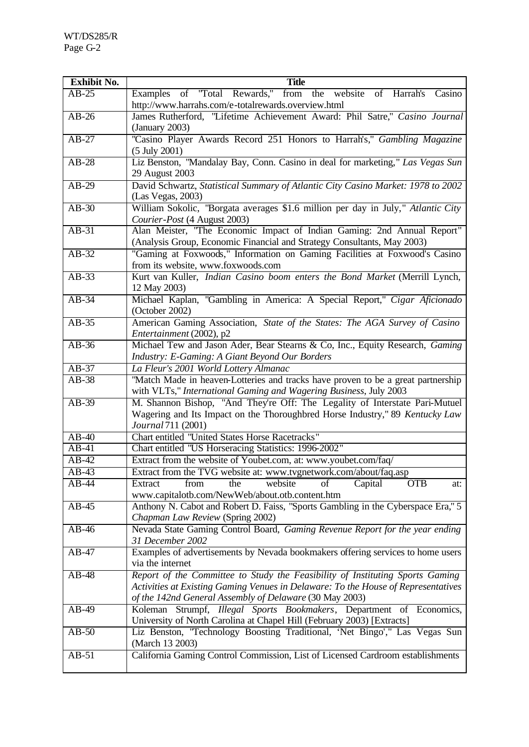| Exhibit No. | Title |
|---|---|
| AB-25 | Examples of "Total Rewards," from the website of Harrah's Casino http://www.harrahs.com/e-totalrewards.overview.html |
| AB-26 | James Rutherford, "Lifetime Achievement Award: Phil Satre," *Casino Journal* (January 2003) |
| AB-27 | "Casino Player Awards Record 251 Honors to Harrah's," *Gambling Magazine* (5 July 2001) |
| AB-28 | Liz Benston, "Mandalay Bay, Conn. Casino in deal for marketing," *Las Vegas Sun* 29 August 2003 |
| AB-29 | David Schwartz, *Statistical Summary of Atlantic City Casino Market: 1978 to 2002* (Las Vegas, 2003) |
| AB-30 | William Sokolic, "Borgata averages $1.6 million per day in July," *Atlantic City Courier-Post* (4 August 2003) |
| AB-31 | Alan Meister, "The Economic Impact of Indian Gaming: 2nd Annual Report" (Analysis Group, Economic Financial and Strategy Consultants, May 2003) |
| AB-32 | "Gaming at Foxwoods," Information on Gaming Facilities at Foxwood's Casino from its website, www.foxwoods.com |
| AB-33 | Kurt van Kuller, *Indian Casino boom enters the Bond Market* (Merrill Lynch, 12 May 2003) |
| AB-34 | Michael Kaplan, "Gambling in America: A Special Report," *Cigar Aficionado* (October 2002) |
| AB-35 | American Gaming Association, *State of the States: The AGA Survey of Casino Entertainment* (2002), p2 |
| AB-36 | Michael Tew and Jason Ader, Bear Stearns & Co, Inc., Equity Research, *Gaming Industry: E-Gaming: A Giant Beyond Our Borders* |
| AB-37 | *La Fleur's 2001 World Lottery Almanac* |
| AB-38 | "Match Made in heaven-Lotteries and tracks have proven to be a great partnership with VLTs," *International Gaming and Wagering Business*, July 2003 |
| AB-39 | M. Shannon Bishop, "And They're Off: The Legality of Interstate Pari-Mutuel Wagering and Its Impact on the Thoroughbred Horse Industry," 89 *Kentucky Law Journal* 711 (2001) |
| AB-40 | Chart entitled "United States Horse Racetracks" |
| AB-41 | Chart entitled "US Horseracing Statistics: 1996-2002" |
| AB-42 | Extract from the website of Youbet.com, at: www.youbet.com/faq/ |
| AB-43 | Extract from the TVG website at: www.tvgnetwork.com/about/faq.asp |
| AB-44 | Extract from the website of Capital OTB at: www.capitalotb.com/NewWeb/about.otb.content.htm |
| AB-45 | Anthony N. Cabot and Robert D. Faiss, "Sports Gambling in the Cyberspace Era," 5 *Chapman Law Review* (Spring 2002) |
| AB-46 | Nevada State Gaming Control Board, *Gaming Revenue Report for the year ending 31 December 2002* |
| AB-47 | Examples of advertisements by Nevada bookmakers offering services to home users via the internet |
| AB-48 | *Report of the Committee to Study the Feasibility of Instituting Sports Gaming Activities at Existing Gaming Venues in Delaware: To the House of Representatives of the 142nd General Assembly of Delaware* (30 May 2003) |
| AB-49 | Koleman Strumpf, *Illegal Sports Bookmakers*, Department of Economics, University of North Carolina at Chapel Hill (February 2003) [Extracts] |
| AB-50 | Liz Benston, "Technology Boosting Traditional, 'Net Bingo'," Las Vegas Sun (March 13 2003) |
| AB-51 | California Gaming Control Commission, List of Licensed Cardroom establishments |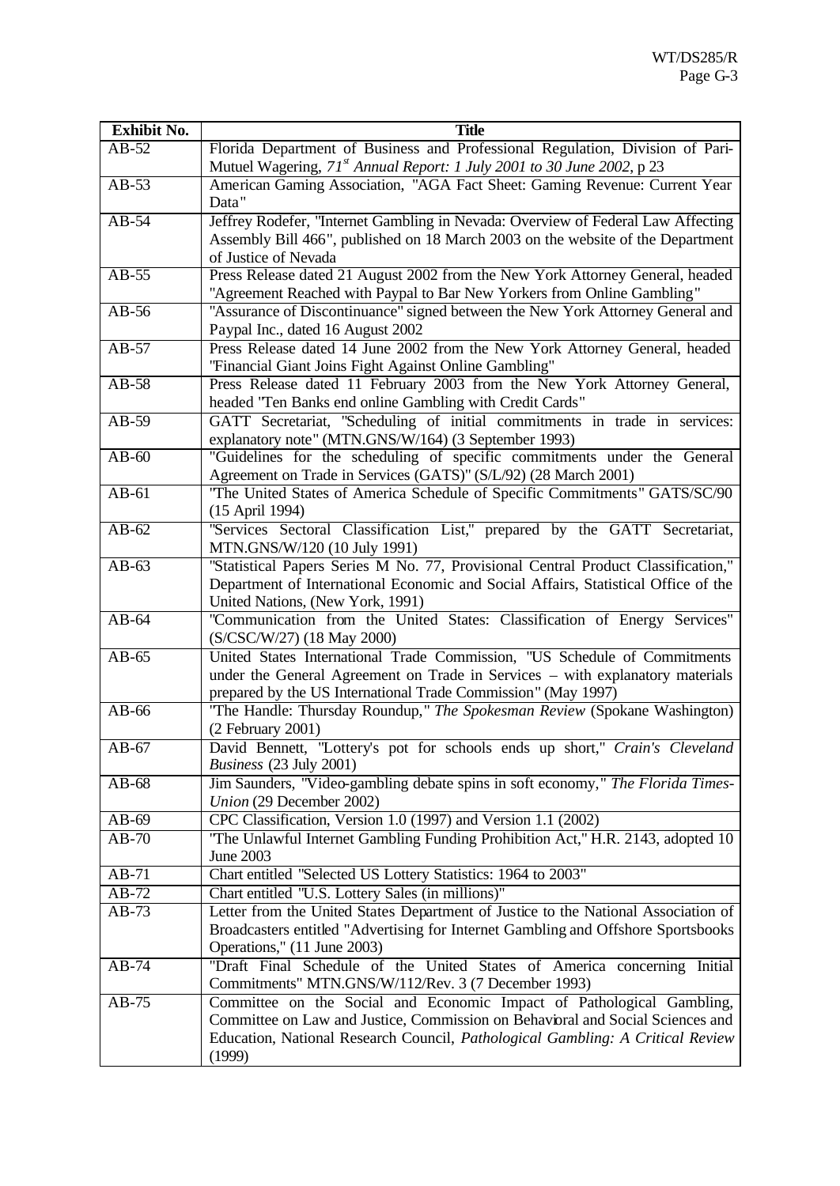| Exhibit No. | Title |
|---|---|
| AB-52 | Florida Department of Business and Professional Regulation, Division of Pari-Mutuel Wagering, *71st Annual Report: 1 July 2001 to 30 June 2002*, p 23 |
| AB-53 | American Gaming Association, "AGA Fact Sheet: Gaming Revenue: Current Year Data" |
| AB-54 | Jeffrey Rodefer, "Internet Gambling in Nevada: Overview of Federal Law Affecting Assembly Bill 466", published on 18 March 2003 on the website of the Department of Justice of Nevada |
| AB-55 | Press Release dated 21 August 2002 from the New York Attorney General, headed "Agreement Reached with Paypal to Bar New Yorkers from Online Gambling" |
| AB-56 | "Assurance of Discontinuance" signed between the New York Attorney General and Paypal Inc., dated 16 August 2002 |
| AB-57 | Press Release dated 14 June 2002 from the New York Attorney General, headed "Financial Giant Joins Fight Against Online Gambling" |
| AB-58 | Press Release dated 11 February 2003 from the New York Attorney General, headed "Ten Banks end online Gambling with Credit Cards" |
| AB-59 | GATT Secretariat, "Scheduling of initial commitments in trade in services: explanatory note" (MTN.GNS/W/164) (3 September 1993) |
| AB-60 | "Guidelines for the scheduling of specific commitments under the General Agreement on Trade in Services (GATS)" (S/L/92) (28 March 2001) |
| AB-61 | "The United States of America Schedule of Specific Commitments" GATS/SC/90 (15 April 1994) |
| AB-62 | "Services Sectoral Classification List," prepared by the GATT Secretariat, MTN.GNS/W/120 (10 July 1991) |
| AB-63 | "Statistical Papers Series M No. 77, Provisional Central Product Classification," Department of International Economic and Social Affairs, Statistical Office of the United Nations, (New York, 1991) |
| AB-64 | "Communication from the United States: Classification of Energy Services" (S/CSC/W/27) (18 May 2000) |
| AB-65 | United States International Trade Commission, "US Schedule of Commitments under the General Agreement on Trade in Services – with explanatory materials prepared by the US International Trade Commission" (May 1997) |
| AB-66 | "The Handle: Thursday Roundup," *The Spokesman Review* (Spokane Washington) (2 February 2001) |
| AB-67 | David Bennett, "Lottery's pot for schools ends up short," *Crain's Cleveland Business* (23 July 2001) |
| AB-68 | Jim Saunders, "Video-gambling debate spins in soft economy," *The Florida Times-Union* (29 December 2002) |
| AB-69 | CPC Classification, Version 1.0 (1997) and Version 1.1 (2002) |
| AB-70 | "The Unlawful Internet Gambling Funding Prohibition Act," H.R. 2143, adopted 10 June 2003 |
| AB-71 | Chart entitled "Selected US Lottery Statistics: 1964 to 2003" |
| AB-72 | Chart entitled "U.S. Lottery Sales (in millions)" |
| AB-73 | Letter from the United States Department of Justice to the National Association of Broadcasters entitled "Advertising for Internet Gambling and Offshore Sportsbooks Operations," (11 June 2003) |
| AB-74 | "Draft Final Schedule of the United States of America concerning Initial Commitments" MTN.GNS/W/112/Rev. 3 (7 December 1993) |
| AB-75 | Committee on the Social and Economic Impact of Pathological Gambling, Committee on Law and Justice, Commission on Behavioral and Social Sciences and Education, National Research Council, *Pathological Gambling: A Critical Review* (1999) |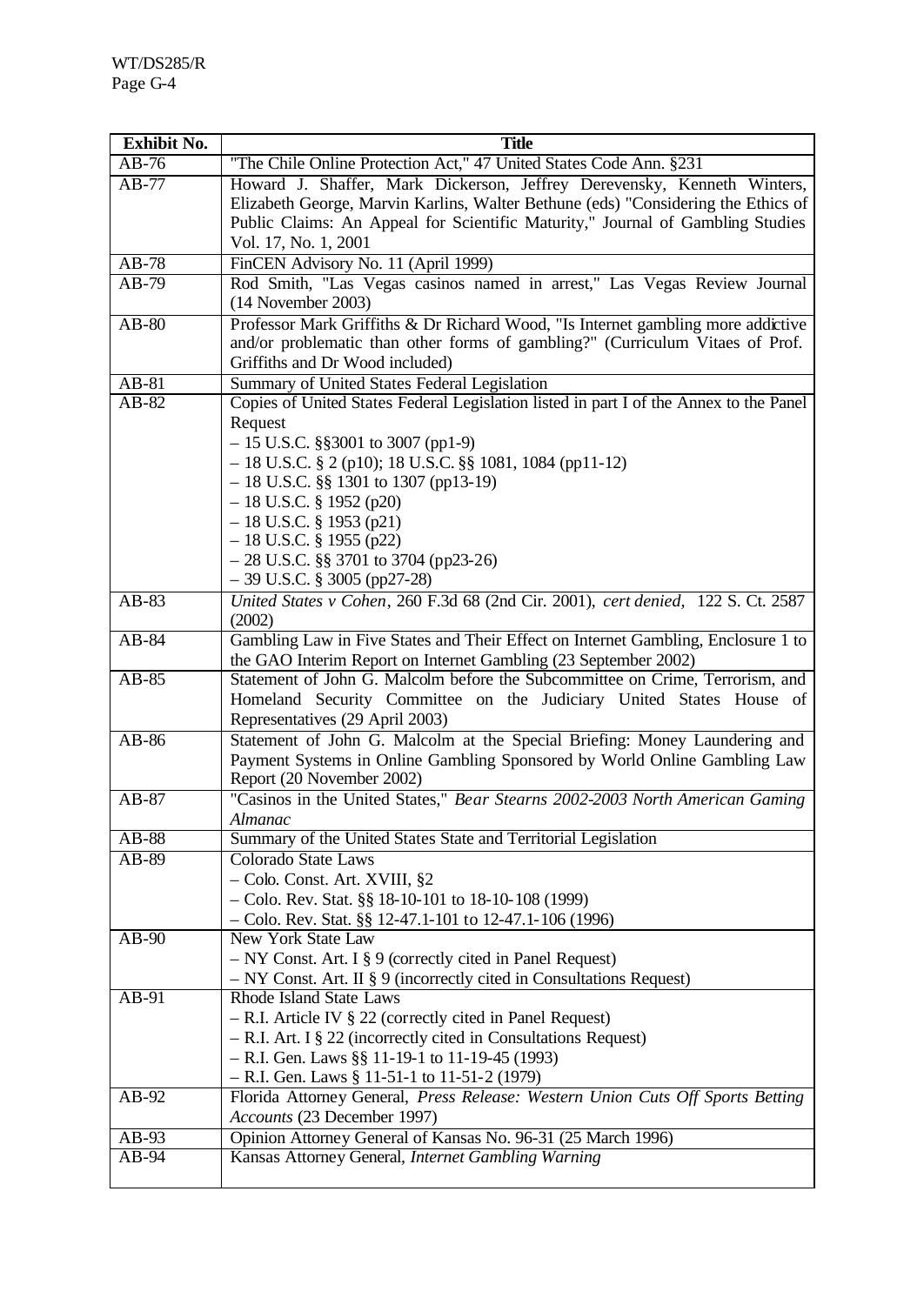| Exhibit No. | Title |
|---|---|
| AB-76 | "The Chile Online Protection Act," 47 United States Code Ann. §231 |
| AB-77 | Howard J. Shaffer, Mark Dickerson, Jeffrey Derevensky, Kenneth Winters, Elizabeth George, Marvin Karlins, Walter Bethune (eds) "Considering the Ethics of Public Claims: An Appeal for Scientific Maturity," Journal of Gambling Studies Vol. 17, No. 1, 2001 |
| AB-78 | FinCEN Advisory No. 11 (April 1999) |
| AB-79 | Rod Smith, "Las Vegas casinos named in arrest," Las Vegas Review Journal (14 November 2003) |
| AB-80 | Professor Mark Griffiths & Dr Richard Wood, "Is Internet gambling more addictive and/or problematic than other forms of gambling?" (Curriculum Vitaes of Prof. Griffiths and Dr Wood included) |
| AB-81 | Summary of United States Federal Legislation |
| AB-82 | Copies of United States Federal Legislation listed in part I of the Annex to the Panel Request<br>– 15 U.S.C. §§3001 to 3007 (pp1-9)<br>– 18 U.S.C. § 2 (p10); 18 U.S.C. §§ 1081, 1084 (pp11-12)<br>– 18 U.S.C. §§ 1301 to 1307 (pp13-19)<br>– 18 U.S.C. § 1952 (p20)<br>– 18 U.S.C. § 1953 (p21)<br>– 18 U.S.C. § 1955 (p22)<br>– 28 U.S.C. §§ 3701 to 3704 (pp23-26)<br>– 39 U.S.C. § 3005 (pp27-28) |
| AB-83 | *United States v Cohen*, 260 F.3d 68 (2nd Cir. 2001), *cert denied*, 122 S. Ct. 2587 (2002) |
| AB-84 | Gambling Law in Five States and Their Effect on Internet Gambling, Enclosure 1 to the GAO Interim Report on Internet Gambling (23 September 2002) |
| AB-85 | Statement of John G. Malcolm before the Subcommittee on Crime, Terrorism, and Homeland Security Committee on the Judiciary United States House of Representatives (29 April 2003) |
| AB-86 | Statement of John G. Malcolm at the Special Briefing: Money Laundering and Payment Systems in Online Gambling Sponsored by World Online Gambling Law Report (20 November 2002) |
| AB-87 | "Casinos in the United States," *Bear Stearns 2002-2003 North American Gaming Almanac* |
| AB-88 | Summary of the United States State and Territorial Legislation |
| AB-89 | Colorado State Laws<br>– Colo. Const. Art. XVIII, §2<br>– Colo. Rev. Stat. §§ 18-10-101 to 18-10-108 (1999)<br>– Colo. Rev. Stat. §§ 12-47.1-101 to 12-47.1-106 (1996) |
| AB-90 | New York State Law<br>– NY Const. Art. I § 9 (correctly cited in Panel Request)<br>– NY Const. Art. II § 9 (incorrectly cited in Consultations Request) |
| AB-91 | Rhode Island State Laws<br>– R.I. Article IV § 22 (correctly cited in Panel Request)<br>– R.I. Art. I § 22 (incorrectly cited in Consultations Request)<br>– R.I. Gen. Laws §§ 11-19-1 to 11-19-45 (1993)<br>– R.I. Gen. Laws § 11-51-1 to 11-51-2 (1979) |
| AB-92 | Florida Attorney General, *Press Release: Western Union Cuts Off Sports Betting Accounts* (23 December 1997) |
| AB-93 | Opinion Attorney General of Kansas No. 96-31 (25 March 1996) |
| AB-94 | Kansas Attorney General, *Internet Gambling Warning* |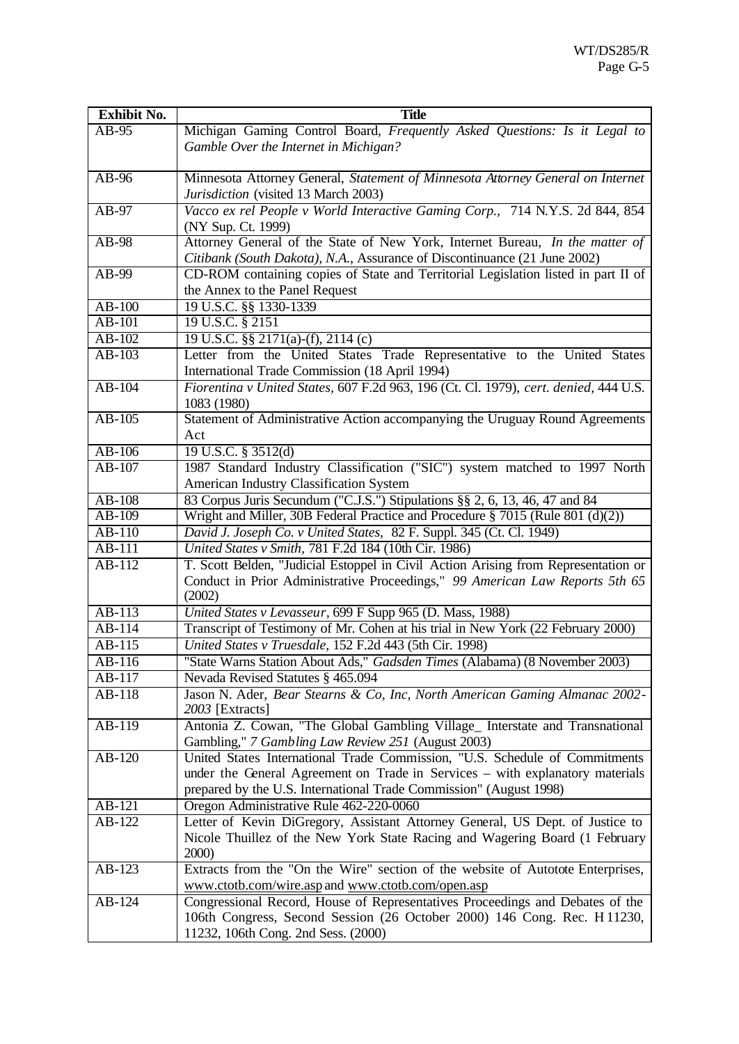| Exhibit No. | Title |
|---|---|
| AB-95 | Michigan Gaming Control Board, *Frequently Asked Questions: Is it Legal to Gamble Over the Internet in Michigan?* |
| AB-96 | Minnesota Attorney General, *Statement of Minnesota Attorney General on Internet Jurisdiction* (visited 13 March 2003) |
| AB-97 | *Vacco ex rel People v World Interactive Gaming Corp.*, 714 N.Y.S. 2d 844, 854 (NY Sup. Ct. 1999) |
| AB-98 | Attorney General of the State of New York, Internet Bureau, *In the matter of Citibank (South Dakota), N.A.*, Assurance of Discontinuance (21 June 2002) |
| AB-99 | CD-ROM containing copies of State and Territorial Legislation listed in part II of the Annex to the Panel Request |
| AB-100 | 19 U.S.C. §§ 1330-1339 |
| AB-101 | 19 U.S.C. § 2151 |
| AB-102 | 19 U.S.C. §§ 2171(a)-(f), 2114 (c) |
| AB-103 | Letter from the United States Trade Representative to the United States International Trade Commission (18 April 1994) |
| AB-104 | *Fiorentina v United States*, 607 F.2d 963, 196 (Ct. Cl. 1979), *cert. denied*, 444 U.S. 1083 (1980) |
| AB-105 | Statement of Administrative Action accompanying the Uruguay Round Agreements Act |
| AB-106 | 19 U.S.C. § 3512(d) |
| AB-107 | 1987 Standard Industry Classification ("SIC") system matched to 1997 North American Industry Classification System |
| AB-108 | 83 Corpus Juris Secundum ("C.J.S.") Stipulations §§ 2, 6, 13, 46, 47 and 84 |
| AB-109 | Wright and Miller, 30B Federal Practice and Procedure § 7015 (Rule 801 (d)(2)) |
| AB-110 | *David J. Joseph Co. v United States*, 82 F. Suppl. 345 (Ct. Cl. 1949) |
| AB-111 | *United States v Smith*, 781 F.2d 184 (10th Cir. 1986) |
| AB-112 | T. Scott Belden, "Judicial Estoppel in Civil Action Arising from Representation or Conduct in Prior Administrative Proceedings," *99 American Law Reports 5th 65* (2002) |
| AB-113 | *United States v Levasseur*, 699 F Supp 965 (D. Mass, 1988) |
| AB-114 | Transcript of Testimony of Mr. Cohen at his trial in New York (22 February 2000) |
| AB-115 | *United States v Truesdale*, 152 F.2d 443 (5th Cir. 1998) |
| AB-116 | "State Warns Station About Ads," *Gadsden Times* (Alabama) (8 November 2003) |
| AB-117 | Nevada Revised Statutes § 465.094 |
| AB-118 | Jason N. Ader, *Bear Stearns & Co, Inc, North American Gaming Almanac 2002-2003* [Extracts] |
| AB-119 | Antonia Z. Cowan, "The Global Gambling Village_ Interstate and Transnational Gambling," *7 Gambling Law Review 251* (August 2003) |
| AB-120 | United States International Trade Commission, "U.S. Schedule of Commitments under the General Agreement on Trade in Services – with explanatory materials prepared by the U.S. International Trade Commission" (August 1998) |
| AB-121 | Oregon Administrative Rule 462-220-0060 |
| AB-122 | Letter of Kevin DiGregory, Assistant Attorney General, US Dept. of Justice to Nicole Thuillez of the New York State Racing and Wagering Board (1 February 2000) |
| AB-123 | Extracts from the "On the Wire" section of the website of Autotote Enterprises, www.ctotb.com/wire.asp and www.ctotb.com/open.asp |
| AB-124 | Congressional Record, House of Representatives Proceedings and Debates of the 106th Congress, Second Session (26 October 2000) 146 Cong. Rec. H 11230, 11232, 106th Cong. 2nd Sess. (2000) |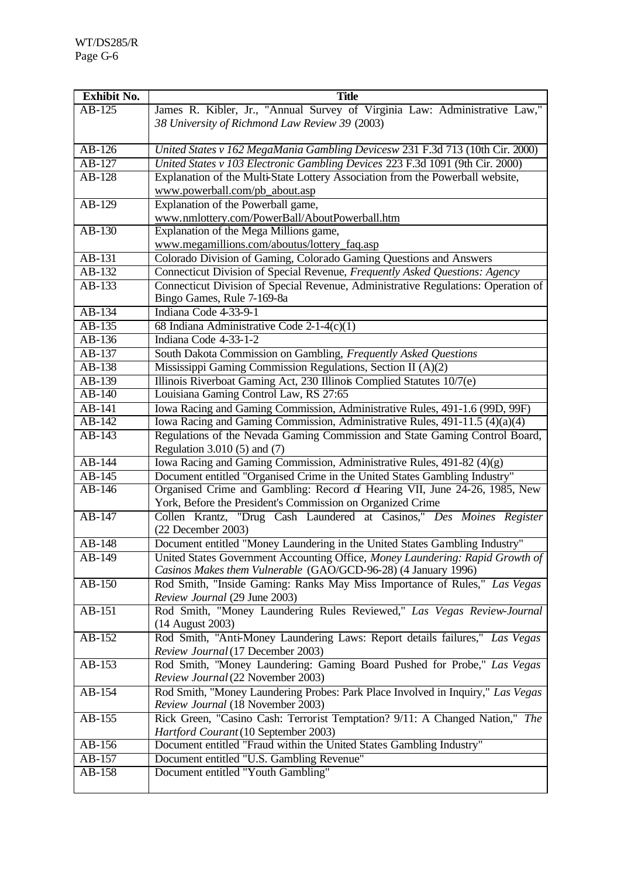| Exhibit No. | Title |
|---|---|
| AB-125 | James R. Kibler, Jr., "Annual Survey of Virginia Law: Administrative Law," *38 University of Richmond Law Review 39* (2003) |
| AB-126 | *United States v 162 MegaMania Gambling Devicesw* 231 F.3d 713 (10th Cir. 2000) |
| AB-127 | *United States v 103 Electronic Gambling Devices* 223 F.3d 1091 (9th Cir. 2000) |
| AB-128 | Explanation of the Multi-State Lottery Association from the Powerball website, www.powerball.com/pb_about.asp |
| AB-129 | Explanation of the Powerball game, www.nmlottery.com/PowerBall/AboutPowerball.htm |
| AB-130 | Explanation of the Mega Millions game, www.megamillions.com/aboutus/lottery_faq.asp |
| AB-131 | Colorado Division of Gaming, Colorado Gaming Questions and Answers |
| AB-132 | Connecticut Division of Special Revenue, *Frequently Asked Questions: Agency* |
| AB-133 | Connecticut Division of Special Revenue, Administrative Regulations: Operation of Bingo Games, Rule 7-169-8a |
| AB-134 | Indiana Code 4-33-9-1 |
| AB-135 | 68 Indiana Administrative Code 2-1-4(c)(1) |
| AB-136 | Indiana Code 4-33-1-2 |
| AB-137 | South Dakota Commission on Gambling, *Frequently Asked Questions* |
| AB-138 | Mississippi Gaming Commission Regulations, Section II (A)(2) |
| AB-139 | Illinois Riverboat Gaming Act, 230 Illinois Complied Statutes 10/7(e) |
| AB-140 | Louisiana Gaming Control Law, RS 27:65 |
| AB-141 | Iowa Racing and Gaming Commission, Administrative Rules, 491-1.6 (99D, 99F) |
| AB-142 | Iowa Racing and Gaming Commission, Administrative Rules, 491-11.5 (4)(a)(4) |
| AB-143 | Regulations of the Nevada Gaming Commission and State Gaming Control Board, Regulation 3.010 (5) and (7) |
| AB-144 | Iowa Racing and Gaming Commission, Administrative Rules, 491-82 (4)(g) |
| AB-145 | Document entitled "Organised Crime in the United States Gambling Industry" |
| AB-146 | Organised Crime and Gambling: Record of Hearing VII, June 24-26, 1985, New York, Before the President's Commission on Organized Crime |
| AB-147 | Collen Krantz, "Drug Cash Laundered at Casinos," *Des Moines Register* (22 December 2003) |
| AB-148 | Document entitled "Money Laundering in the United States Gambling Industry" |
| AB-149 | United States Government Accounting Office, *Money Laundering: Rapid Growth of Casinos Makes them Vulnerable* (GAO/GCD-96-28) (4 January 1996) |
| AB-150 | Rod Smith, "Inside Gaming: Ranks May Miss Importance of Rules," *Las Vegas Review Journal* (29 June 2003) |
| AB-151 | Rod Smith, "Money Laundering Rules Reviewed," *Las Vegas Review-Journal* (14 August 2003) |
| AB-152 | Rod Smith, "Anti-Money Laundering Laws: Report details failures," *Las Vegas Review Journal* (17 December 2003) |
| AB-153 | Rod Smith, "Money Laundering: Gaming Board Pushed for Probe," *Las Vegas Review Journal* (22 November 2003) |
| AB-154 | Rod Smith, "Money Laundering Probes: Park Place Involved in Inquiry," *Las Vegas Review Journal* (18 November 2003) |
| AB-155 | Rick Green, "Casino Cash: Terrorist Temptation? 9/11: A Changed Nation," *The Hartford Courant* (10 September 2003) |
| AB-156 | Document entitled "Fraud within the United States Gambling Industry" |
| AB-157 | Document entitled "U.S. Gambling Revenue" |
| AB-158 | Document entitled "Youth Gambling" |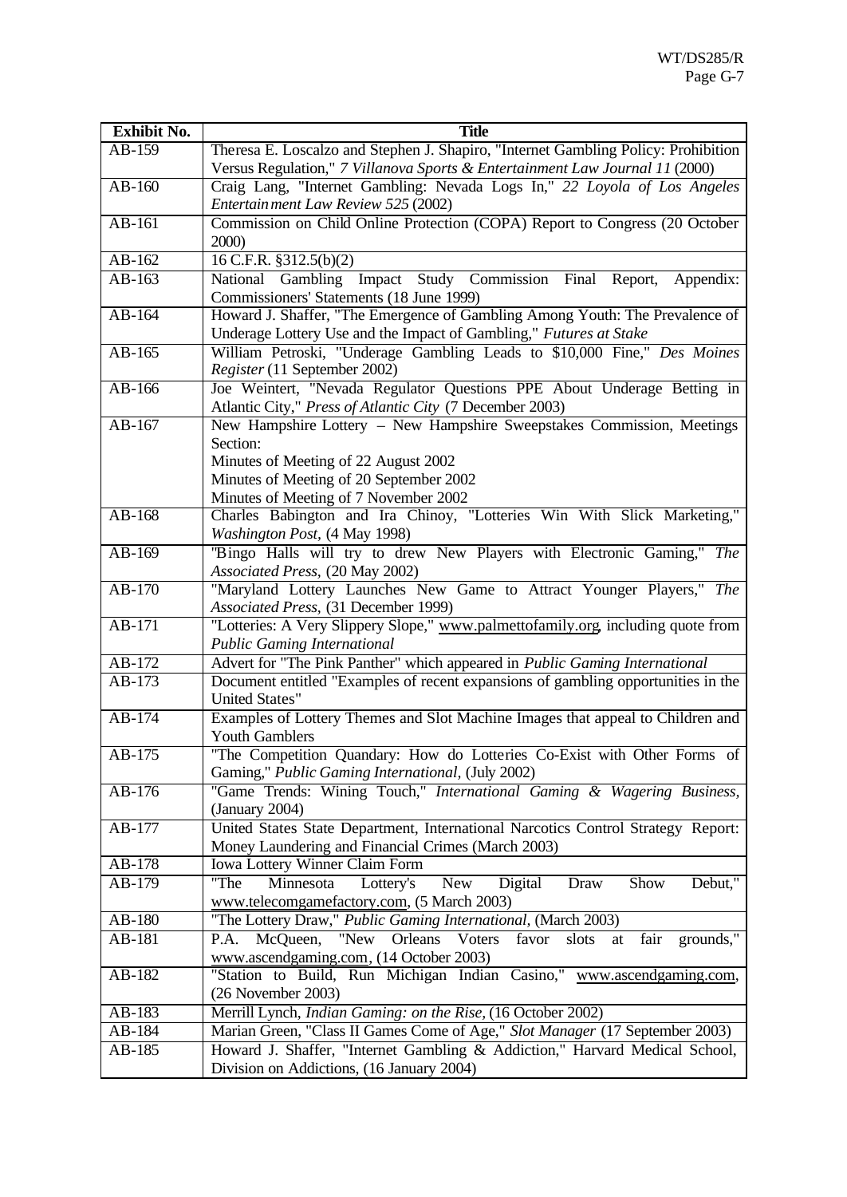| Exhibit No. | Title |
|---|---|
| AB-159 | Theresa E. Loscalzo and Stephen J. Shapiro, "Internet Gambling Policy: Prohibition Versus Regulation," *7 Villanova Sports & Entertainment Law Journal 11* (2000) |
| AB-160 | Craig Lang, "Internet Gambling: Nevada Logs In," *22 Loyola of Los Angeles Entertainment Law Review 525* (2002) |
| AB-161 | Commission on Child Online Protection (COPA) Report to Congress (20 October 2000) |
| AB-162 | 16 C.F.R. §312.5(b)(2) |
| AB-163 | National Gambling Impact Study Commission Final Report, Appendix: Commissioners' Statements (18 June 1999) |
| AB-164 | Howard J. Shaffer, "The Emergence of Gambling Among Youth: The Prevalence of Underage Lottery Use and the Impact of Gambling," *Futures at Stake* |
| AB-165 | William Petroski, "Underage Gambling Leads to $10,000 Fine," *Des Moines Register* (11 September 2002) |
| AB-166 | Joe Weintert, "Nevada Regulator Questions PPE About Underage Betting in Atlantic City," *Press of Atlantic City* (7 December 2003) |
| AB-167 | New Hampshire Lottery – New Hampshire Sweepstakes Commission, Meetings Section:<br>Minutes of Meeting of 22 August 2002<br>Minutes of Meeting of 20 September 2002<br>Minutes of Meeting of 7 November 2002 |
| AB-168 | Charles Babington and Ira Chinoy, "Lotteries Win With Slick Marketing," *Washington Post*, (4 May 1998) |
| AB-169 | "Bingo Halls will try to drew New Players with Electronic Gaming," *The Associated Press*, (20 May 2002) |
| AB-170 | "Maryland Lottery Launches New Game to Attract Younger Players," *The Associated Press*, (31 December 1999) |
| AB-171 | "Lotteries: A Very Slippery Slope," www.palmettofamily.org, including quote from *Public Gaming International* |
| AB-172 | Advert for "The Pink Panther" which appeared in *Public Gaming International* |
| AB-173 | Document entitled "Examples of recent expansions of gambling opportunities in the United States" |
| AB-174 | Examples of Lottery Themes and Slot Machine Images that appeal to Children and Youth Gamblers |
| AB-175 | "The Competition Quandary: How do Lotteries Co-Exist with Other Forms of Gaming," *Public Gaming International*, (July 2002) |
| AB-176 | "Game Trends: Wining Touch," *International Gaming & Wagering Business*, (January 2004) |
| AB-177 | United States State Department, International Narcotics Control Strategy Report: Money Laundering and Financial Crimes (March 2003) |
| AB-178 | Iowa Lottery Winner Claim Form |
| AB-179 | "The Minnesota Lottery's New Digital Draw Show Debut," www.telecomgamefactory.com, (5 March 2003) |
| AB-180 | "The Lottery Draw," *Public Gaming International*, (March 2003) |
| AB-181 | P.A. McQueen, "New Orleans Voters favor slots at fair grounds," www.ascendgaming.com, (14 October 2003) |
| AB-182 | "Station to Build, Run Michigan Indian Casino," www.ascendgaming.com, (26 November 2003) |
| AB-183 | Merrill Lynch, *Indian Gaming: on the Rise*, (16 October 2002) |
| AB-184 | Marian Green, "Class II Games Come of Age," *Slot Manager* (17 September 2003) |
| AB-185 | Howard J. Shaffer, "Internet Gambling & Addiction," Harvard Medical School, Division on Addictions, (16 January 2004) |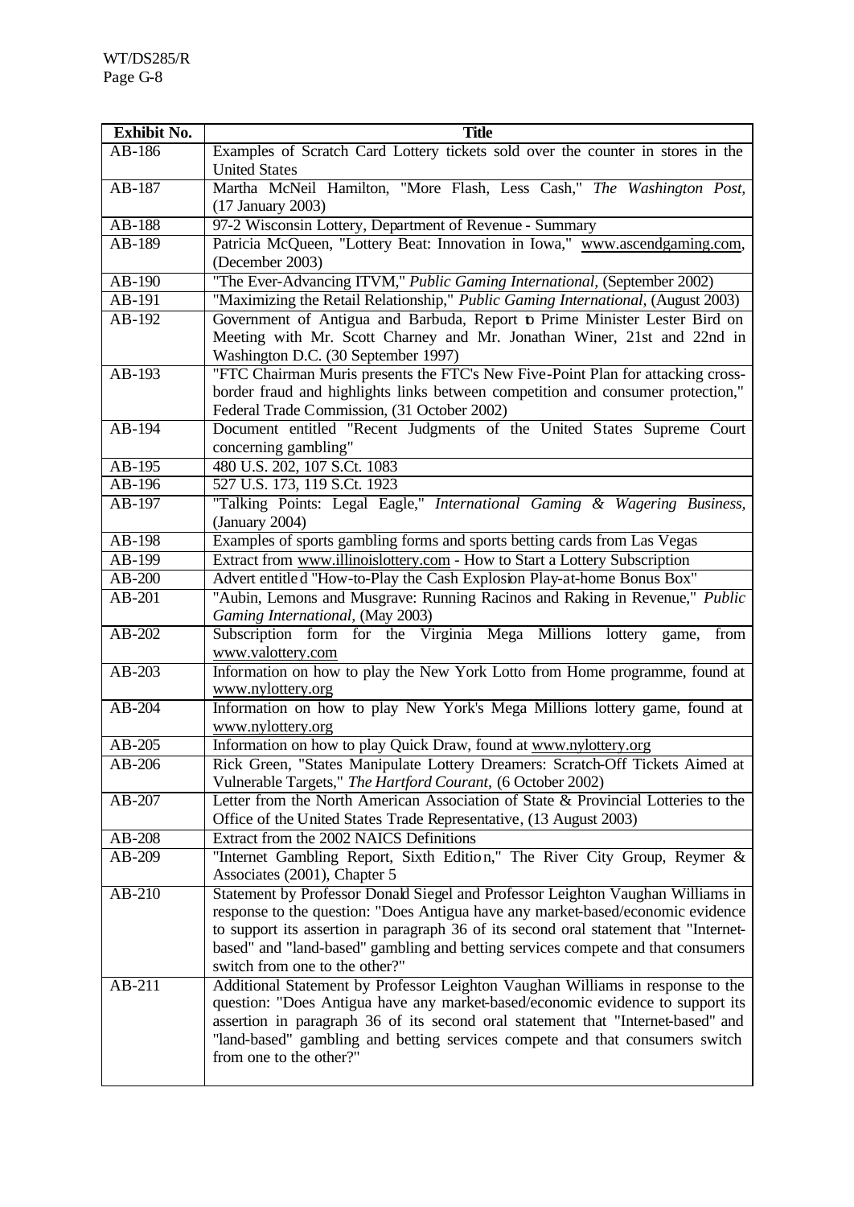| Exhibit No. | Title |
|---|---|
| AB-186 | Examples of Scratch Card Lottery tickets sold over the counter in stores in the United States |
| AB-187 | Martha McNeil Hamilton, "More Flash, Less Cash," *The Washington Post*, (17 January 2003) |
| AB-188 | 97-2 Wisconsin Lottery, Department of Revenue - Summary |
| AB-189 | Patricia McQueen, "Lottery Beat: Innovation in Iowa," www.ascendgaming.com, (December 2003) |
| AB-190 | "The Ever-Advancing ITVM," *Public Gaming International*, (September 2002) |
| AB-191 | "Maximizing the Retail Relationship," *Public Gaming International*, (August 2003) |
| AB-192 | Government of Antigua and Barbuda, Report to Prime Minister Lester Bird on Meeting with Mr. Scott Charney and Mr. Jonathan Winer, 21st and 22nd in Washington D.C. (30 September 1997) |
| AB-193 | "FTC Chairman Muris presents the FTC's New Five-Point Plan for attacking cross-border fraud and highlights links between competition and consumer protection," Federal Trade Commission, (31 October 2002) |
| AB-194 | Document entitled "Recent Judgments of the United States Supreme Court concerning gambling" |
| AB-195 | 480 U.S. 202, 107 S.Ct. 1083 |
| AB-196 | 527 U.S. 173, 119 S.Ct. 1923 |
| AB-197 | "Talking Points: Legal Eagle," *International Gaming & Wagering Business*, (January 2004) |
| AB-198 | Examples of sports gambling forms and sports betting cards from Las Vegas |
| AB-199 | Extract from www.illinoislottery.com - How to Start a Lottery Subscription |
| AB-200 | Advert entitled "How-to-Play the Cash Explosion Play-at-home Bonus Box" |
| AB-201 | "Aubin, Lemons and Musgrave: Running Racinos and Raking in Revenue," *Public Gaming International*, (May 2003) |
| AB-202 | Subscription form for the Virginia Mega Millions lottery game, from www.valottery.com |
| AB-203 | Information on how to play the New York Lotto from Home programme, found at www.nylottery.org |
| AB-204 | Information on how to play New York's Mega Millions lottery game, found at www.nylottery.org |
| AB-205 | Information on how to play Quick Draw, found at www.nylottery.org |
| AB-206 | Rick Green, "States Manipulate Lottery Dreamers: Scratch-Off Tickets Aimed at Vulnerable Targets," *The Hartford Courant*, (6 October 2002) |
| AB-207 | Letter from the North American Association of State & Provincial Lotteries to the Office of the United States Trade Representative, (13 August 2003) |
| AB-208 | Extract from the 2002 NAICS Definitions |
| AB-209 | "Internet Gambling Report, Sixth Edition," The River City Group, Reymer & Associates (2001), Chapter 5 |
| AB-210 | Statement by Professor Donald Siegel and Professor Leighton Vaughan Williams in response to the question: "Does Antigua have any market-based/economic evidence to support its assertion in paragraph 36 of its second oral statement that "Internet-based" and "land-based" gambling and betting services compete and that consumers switch from one to the other?" |
| AB-211 | Additional Statement by Professor Leighton Vaughan Williams in response to the question: "Does Antigua have any market-based/economic evidence to support its assertion in paragraph 36 of its second oral statement that "Internet-based" and "land-based" gambling and betting services compete and that consumers switch from one to the other?" |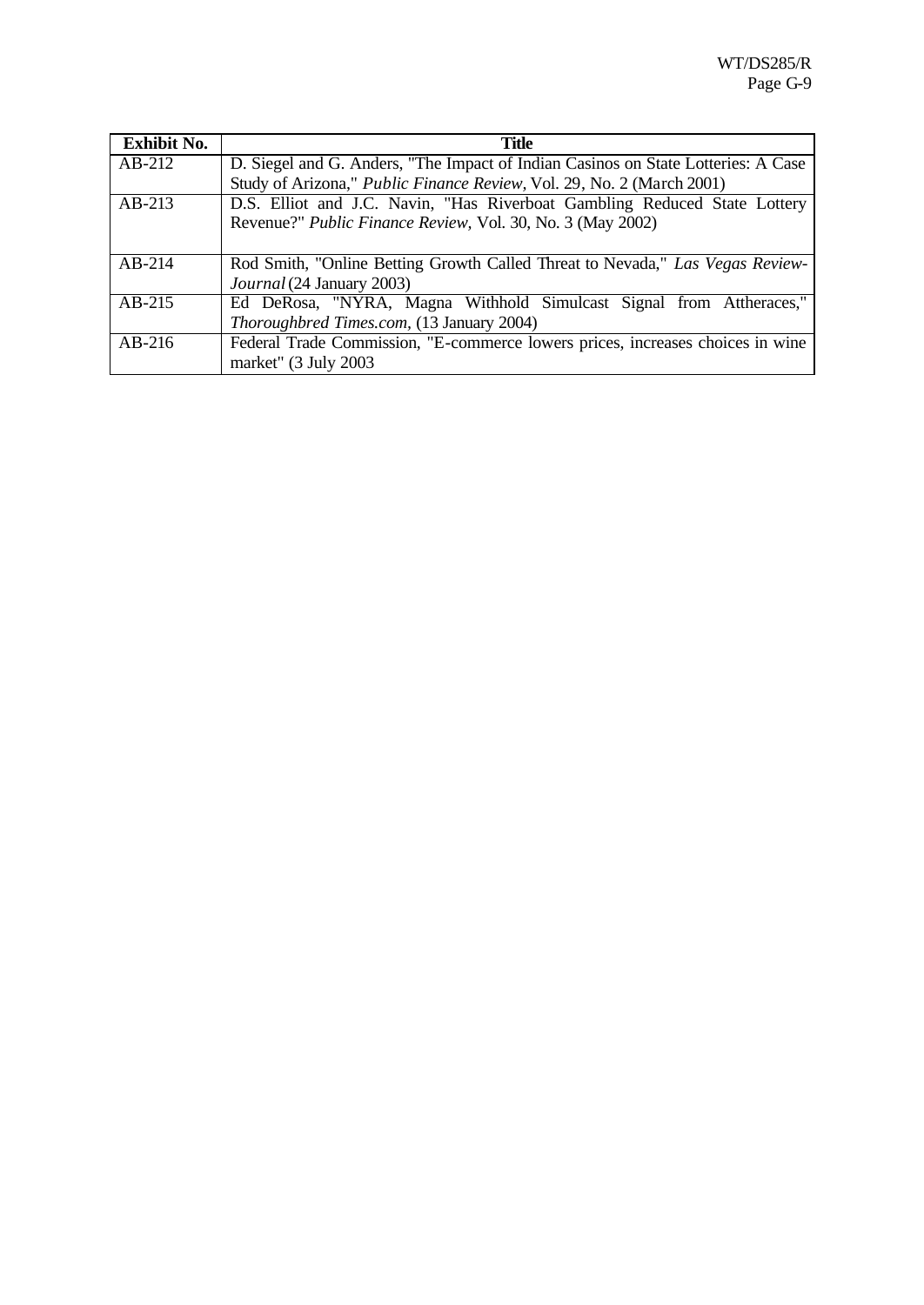| Exhibit No. | Title |
|---|---|
| AB-212 | D. Siegel and G. Anders, "The Impact of Indian Casinos on State Lotteries: A Case Study of Arizona," *Public Finance Review*, Vol. 29, No. 2 (March 2001) |
| AB-213 | D.S. Elliot and J.C. Navin, "Has Riverboat Gambling Reduced State Lottery Revenue?" *Public Finance Review*, Vol. 30, No. 3 (May 2002) |
| AB-214 | Rod Smith, "Online Betting Growth Called Threat to Nevada," *Las Vegas Review-Journal* (24 January 2003) |
| AB-215 | Ed DeRosa, "NYRA, Magna Withhold Simulcast Signal from Attheraces," *Thoroughbred Times.com*, (13 January 2004) |
| AB-216 | Federal Trade Commission, "E-commerce lowers prices, increases choices in wine market" (3 July 2003 |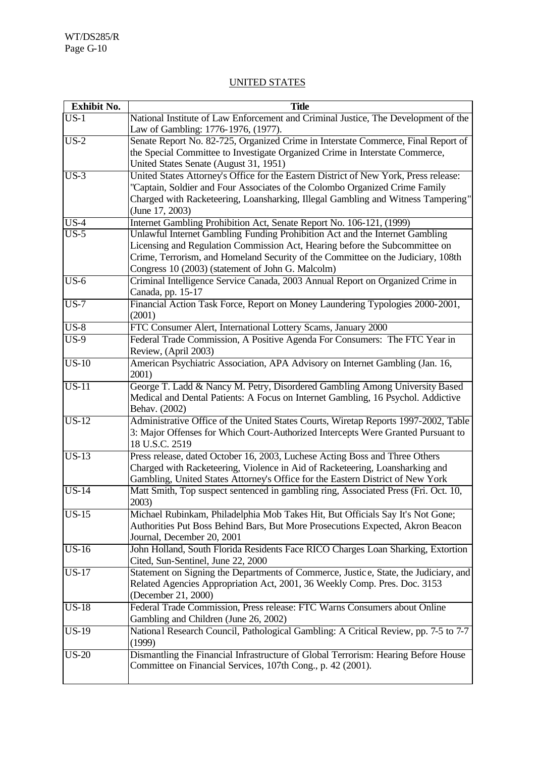## UNITED STATES

| Exhibit No. | Title |
|---|---|
| US-1 | National Institute of Law Enforcement and Criminal Justice, The Development of the Law of Gambling: 1776-1976, (1977). |
| US-2 | Senate Report No. 82-725, Organized Crime in Interstate Commerce, Final Report of the Special Committee to Investigate Organized Crime in Interstate Commerce, United States Senate (August 31, 1951) |
| US-3 | United States Attorney's Office for the Eastern District of New York, Press release: "Captain, Soldier and Four Associates of the Colombo Organized Crime Family Charged with Racketeering, Loansharking, Illegal Gambling and Witness Tampering" (June 17, 2003) |
| US-4 | Internet Gambling Prohibition Act, Senate Report No. 106-121, (1999) |
| US-5 | Unlawful Internet Gambling Funding Prohibition Act and the Internet Gambling Licensing and Regulation Commission Act, Hearing before the Subcommittee on Crime, Terrorism, and Homeland Security of the Committee on the Judiciary, 108th Congress 10 (2003) (statement of John G. Malcolm) |
| US-6 | Criminal Intelligence Service Canada, 2003 Annual Report on Organized Crime in Canada, pp. 15-17 |
| US-7 | Financial Action Task Force, Report on Money Laundering Typologies 2000-2001, (2001) |
| US-8 | FTC Consumer Alert, International Lottery Scams, January 2000 |
| US-9 | Federal Trade Commission, A Positive Agenda For Consumers: The FTC Year in Review, (April 2003) |
| US-10 | American Psychiatric Association, APA Advisory on Internet Gambling (Jan. 16, 2001) |
| US-11 | George T. Ladd & Nancy M. Petry, Disordered Gambling Among University Based Medical and Dental Patients: A Focus on Internet Gambling, 16 Psychol. Addictive Behav. (2002) |
| US-12 | Administrative Office of the United States Courts, Wiretap Reports 1997-2002, Table 3: Major Offenses for Which Court-Authorized Intercepts Were Granted Pursuant to 18 U.S.C. 2519 |
| US-13 | Press release, dated October 16, 2003, Luchese Acting Boss and Three Others Charged with Racketeering, Violence in Aid of Racketeering, Loansharking and Gambling, United States Attorney's Office for the Eastern District of New York |
| US-14 | Matt Smith, Top suspect sentenced in gambling ring, Associated Press (Fri. Oct. 10, 2003) |
| US-15 | Michael Rubinkam, Philadelphia Mob Takes Hit, But Officials Say It's Not Gone; Authorities Put Boss Behind Bars, But More Prosecutions Expected, Akron Beacon Journal, December 20, 2001 |
| US-16 | John Holland, South Florida Residents Face RICO Charges Loan Sharking, Extortion Cited, Sun-Sentinel, June 22, 2000 |
| US-17 | Statement on Signing the Departments of Commerce, Justice, State, the Judiciary, and Related Agencies Appropriation Act, 2001, 36 Weekly Comp. Pres. Doc. 3153 (December 21, 2000) |
| US-18 | Federal Trade Commission, Press release: FTC Warns Consumers about Online Gambling and Children (June 26, 2002) |
| US-19 | National Research Council, Pathological Gambling: A Critical Review, pp. 7-5 to 7-7 (1999) |
| US-20 | Dismantling the Financial Infrastructure of Global Terrorism: Hearing Before House Committee on Financial Services, 107th Cong., p. 42 (2001). |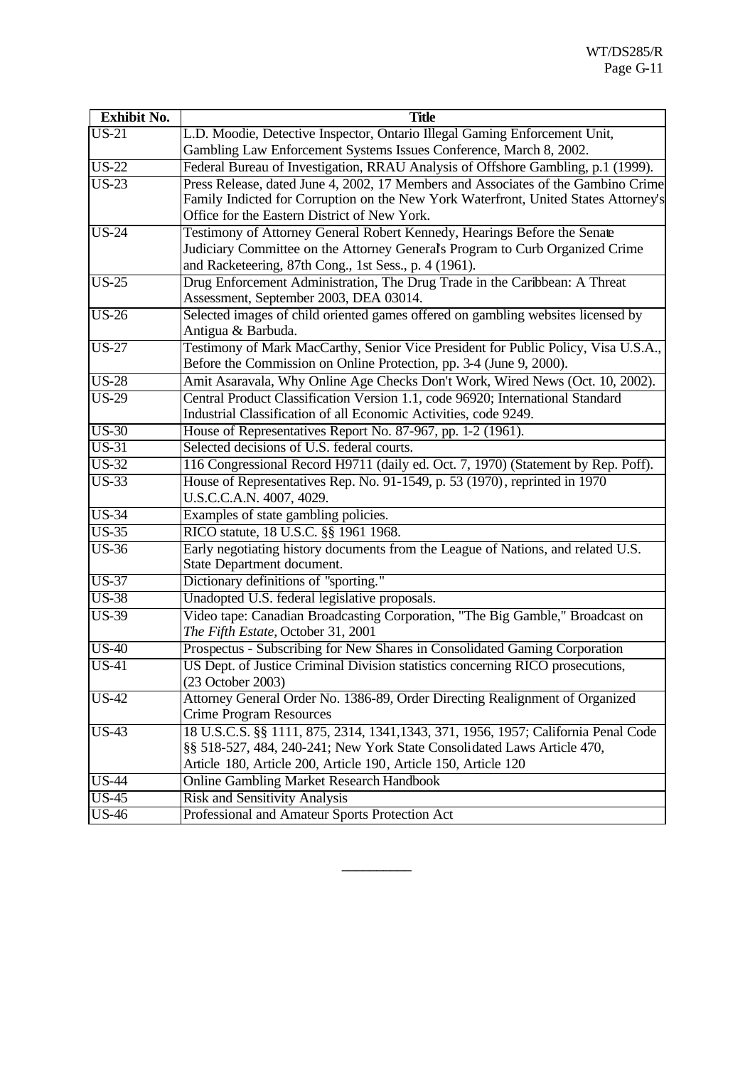| Exhibit No. | Title |
|---|---|
| US-21 | L.D. Moodie, Detective Inspector, Ontario Illegal Gaming Enforcement Unit, Gambling Law Enforcement Systems Issues Conference, March 8, 2002. |
| US-22 | Federal Bureau of Investigation, RRAU Analysis of Offshore Gambling, p.1 (1999). |
| US-23 | Press Release, dated June 4, 2002, 17 Members and Associates of the Gambino Crime Family Indicted for Corruption on the New York Waterfront, United States Attorney's Office for the Eastern District of New York. |
| US-24 | Testimony of Attorney General Robert Kennedy, Hearings Before the Senate Judiciary Committee on the Attorney General's Program to Curb Organized Crime and Racketeering, 87th Cong., 1st Sess., p. 4 (1961). |
| US-25 | Drug Enforcement Administration, The Drug Trade in the Caribbean: A Threat Assessment, September 2003, DEA 03014. |
| US-26 | Selected images of child oriented games offered on gambling websites licensed by Antigua & Barbuda. |
| US-27 | Testimony of Mark MacCarthy, Senior Vice President for Public Policy, Visa U.S.A., Before the Commission on Online Protection, pp. 3-4 (June 9, 2000). |
| US-28 | Amit Asaravala, Why Online Age Checks Don't Work, Wired News (Oct. 10, 2002). |
| US-29 | Central Product Classification Version 1.1, code 96920; International Standard Industrial Classification of all Economic Activities, code 9249. |
| US-30 | House of Representatives Report No. 87-967, pp. 1-2 (1961). |
| US-31 | Selected decisions of U.S. federal courts. |
| US-32 | 116 Congressional Record H9711 (daily ed. Oct. 7, 1970) (Statement by Rep. Poff). |
| US-33 | House of Representatives Rep. No. 91-1549, p. 53 (1970), reprinted in 1970 U.S.C.C.A.N. 4007, 4029. |
| US-34 | Examples of state gambling policies. |
| US-35 | RICO statute, 18 U.S.C. §§ 1961 1968. |
| US-36 | Early negotiating history documents from the League of Nations, and related U.S. State Department document. |
| US-37 | Dictionary definitions of "sporting." |
| US-38 | Unadopted U.S. federal legislative proposals. |
| US-39 | Video tape: Canadian Broadcasting Corporation, "The Big Gamble," Broadcast on *The Fifth Estate*, October 31, 2001 |
| US-40 | Prospectus - Subscribing for New Shares in Consolidated Gaming Corporation |
| US-41 | US Dept. of Justice Criminal Division statistics concerning RICO prosecutions, (23 October 2003) |
| US-42 | Attorney General Order No. 1386-89, Order Directing Realignment of Organized Crime Program Resources |
| US-43 | 18 U.S.C.S. §§ 1111, 875, 2314, 1341,1343, 371, 1956, 1957; California Penal Code §§ 518-527, 484, 240-241; New York State Consolidated Laws Article 470, Article 180, Article 200, Article 190, Article 150, Article 120 |
| US-44 | Online Gambling Market Research Handbook |
| US-45 | Risk and Sensitivity Analysis |
| US-46 | Professional and Amateur Sports Protection Act |

__________